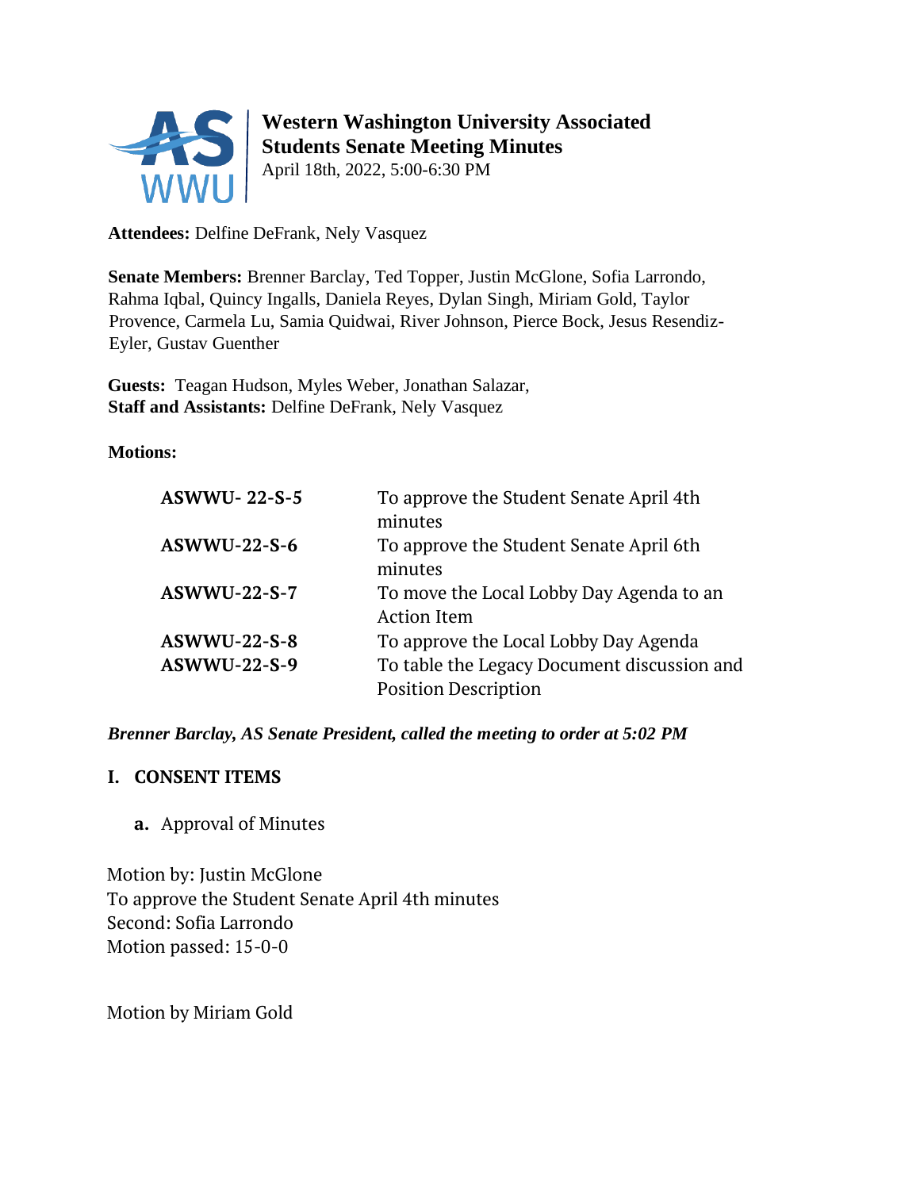# Western Washington University Associated Students Senate Meeting Minutes

April 18th, 2022, 5:00-6:30 PM

**Attendees:** Delfine DeFrank, Nely Vasquez

**Senate Members:** Brenner Barclay, Ted Topper, Justin McGlone, Sofia Larrondo, Rahma Iqbal, Quincy Ingalls, Daniela Reyes, Dylan Singh, Miriam Gold, Taylor Provence, Carmela Lu, Samia Quidwai, River Johnson, Pierce Bock, Jesus Resendiz-Eyler, Gustav Guenther

**Guests:** Teagan Hudson, Myles Weber, Jonathan Salazar,
**Staff and Assistants:** Delfine DeFrank, Nely Vasquez

**Motions:**

| | |
|---|---|
| **ASWWU- 22-S-5** | To approve the Student Senate April 4th minutes |
| **ASWWU-22-S-6** | To approve the Student Senate April 6th minutes |
| **ASWWU-22-S-7** | To move the Local Lobby Day Agenda to an Action Item |
| **ASWWU-22-S-8** | To approve the Local Lobby Day Agenda |
| **ASWWU-22-S-9** | To table the Legacy Document discussion and Position Description |

***Brenner Barclay, AS Senate President, called the meeting to order at 5:02 PM***

## I. CONSENT ITEMS

**a.** Approval of Minutes

Motion by: Justin McGlone
To approve the Student Senate April 4th minutes
Second: Sofia Larrondo
Motion passed: 15-0-0

Motion by Miriam Gold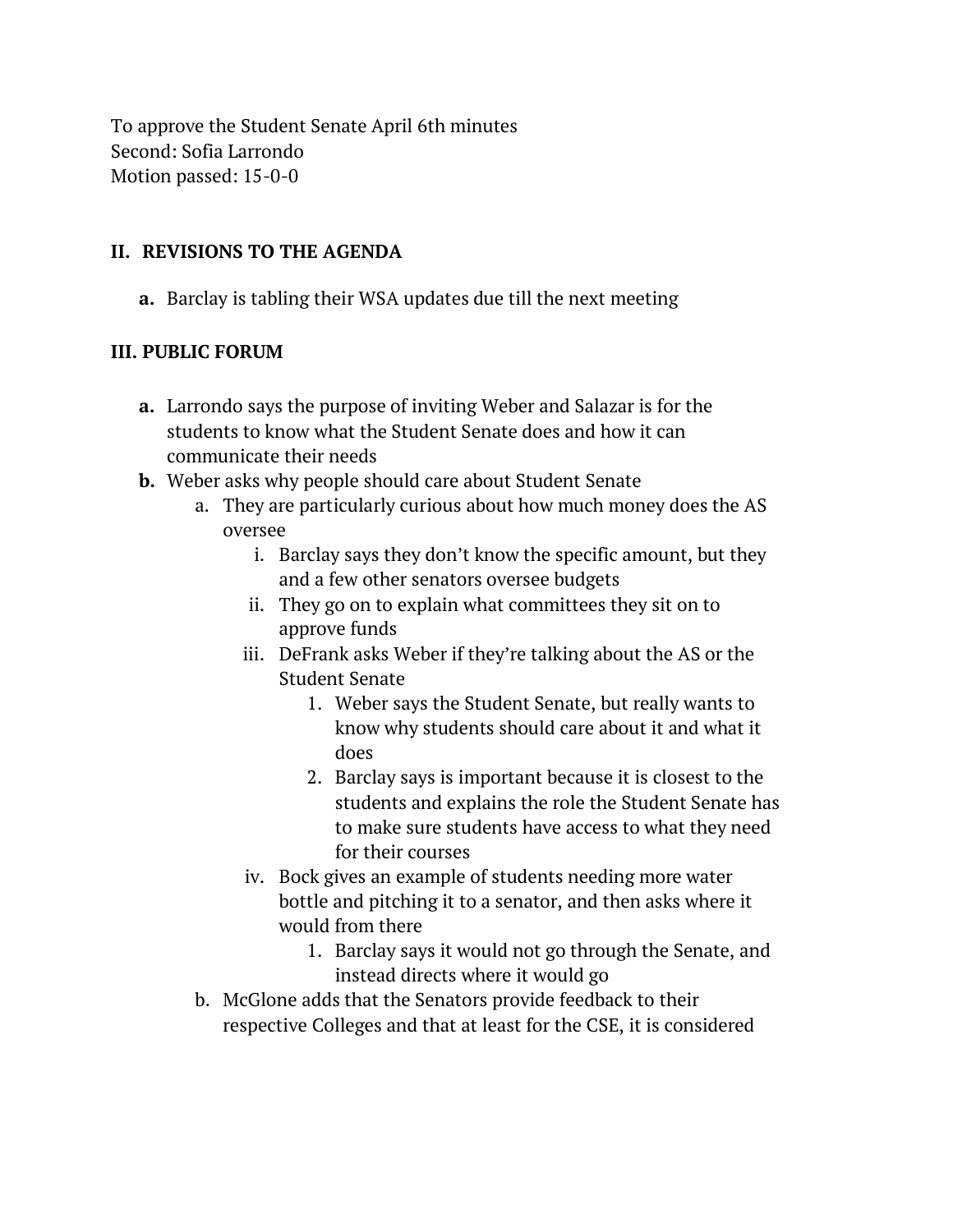To approve the Student Senate April 6th minutes
Second: Sofia Larrondo
Motion passed: 15-0-0

## II. REVISIONS TO THE AGENDA

- **a.** Barclay is tabling their WSA updates due till the next meeting

## III. PUBLIC FORUM

- **a.** Larrondo says the purpose of inviting Weber and Salazar is for the students to know what the Student Senate does and how it can communicate their needs
- **b.** Weber asks why people should care about Student Senate
  - a. They are particularly curious about how much money does the AS oversee
    - i. Barclay says they don't know the specific amount, but they and a few other senators oversee budgets
    - ii. They go on to explain what committees they sit on to approve funds
    - iii. DeFrank asks Weber if they're talking about the AS or the Student Senate
      1. Weber says the Student Senate, but really wants to know why students should care about it and what it does
      2. Barclay says is important because it is closest to the students and explains the role the Student Senate has to make sure students have access to what they need for their courses
    - iv. Bock gives an example of students needing more water bottle and pitching it to a senator, and then asks where it would from there
      1. Barclay says it would not go through the Senate, and instead directs where it would go
  - b. McGlone adds that the Senators provide feedback to their respective Colleges and that at least for the CSE, it is considered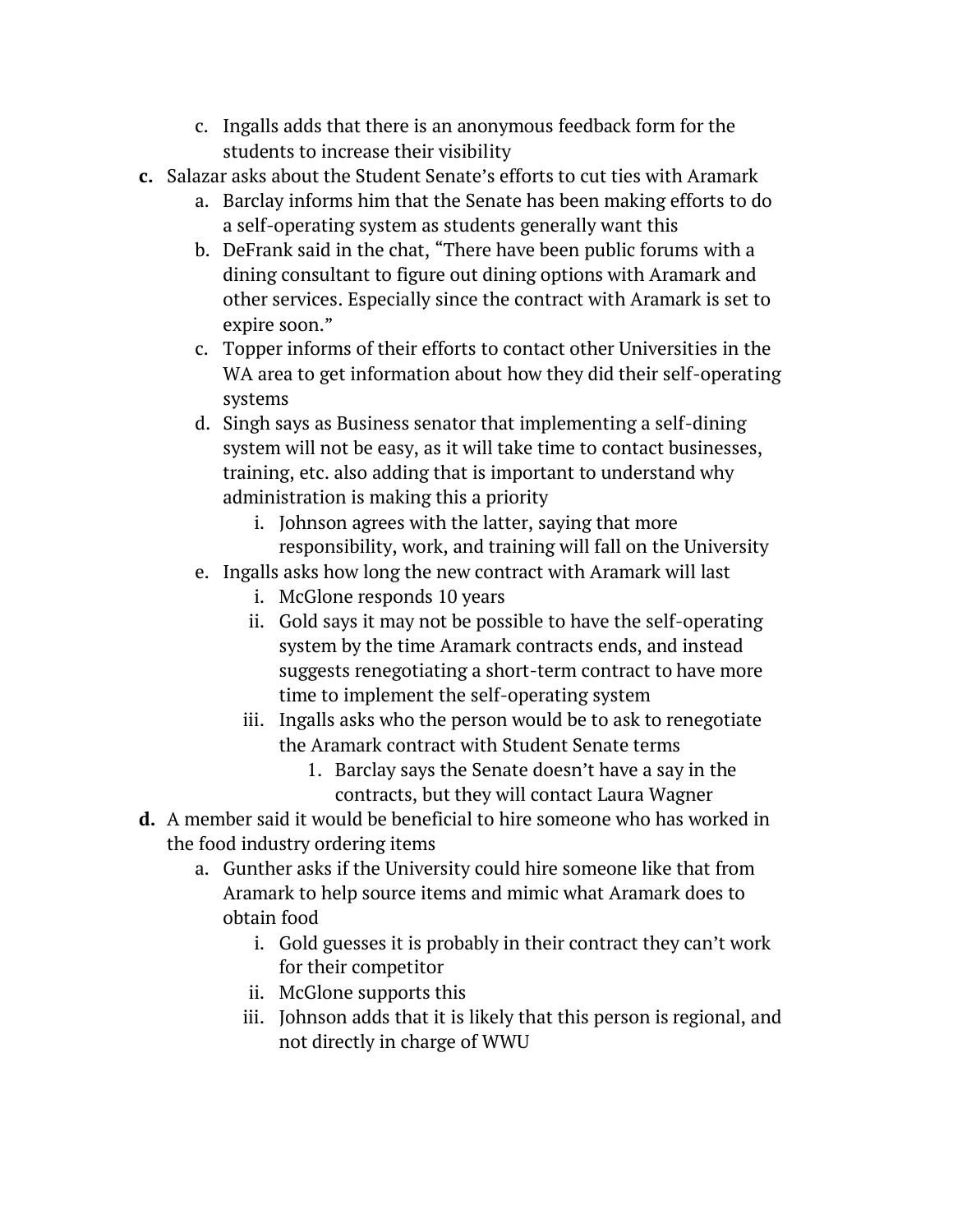c. Ingalls adds that there is an anonymous feedback form for the students to increase their visibility

**c.** Salazar asks about the Student Senate's efforts to cut ties with Aramark

   a. Barclay informs him that the Senate has been making efforts to do a self-operating system as students generally want this
   b. DeFrank said in the chat, "There have been public forums with a dining consultant to figure out dining options with Aramark and other services. Especially since the contract with Aramark is set to expire soon."
   c. Topper informs of their efforts to contact other Universities in the WA area to get information about how they did their self-operating systems
   d. Singh says as Business senator that implementing a self-dining system will not be easy, as it will take time to contact businesses, training, etc. also adding that is important to understand why administration is making this a priority
      i. Johnson agrees with the latter, saying that more responsibility, work, and training will fall on the University
   e. Ingalls asks how long the new contract with Aramark will last
      i. McGlone responds 10 years
      ii. Gold says it may not be possible to have the self-operating system by the time Aramark contracts ends, and instead suggests renegotiating a short-term contract to have more time to implement the self-operating system
      iii. Ingalls asks who the person would be to ask to renegotiate the Aramark contract with Student Senate terms
         1. Barclay says the Senate doesn't have a say in the contracts, but they will contact Laura Wagner

**d.** A member said it would be beneficial to hire someone who has worked in the food industry ordering items

   a. Gunther asks if the University could hire someone like that from Aramark to help source items and mimic what Aramark does to obtain food
      i. Gold guesses it is probably in their contract they can't work for their competitor
      ii. McGlone supports this
      iii. Johnson adds that it is likely that this person is regional, and not directly in charge of WWU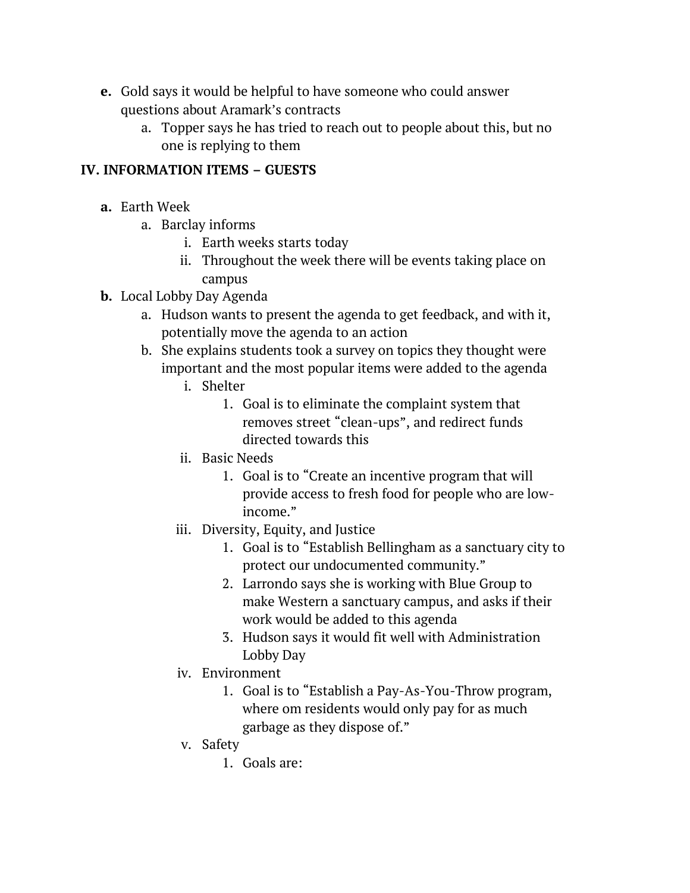- **e.** Gold says it would be helpful to have someone who could answer questions about Aramark's contracts
  - a. Topper says he has tried to reach out to people about this, but no one is replying to them

## IV. INFORMATION ITEMS – GUESTS

- **a.** Earth Week
  - a. Barclay informs
    - i. Earth weeks starts today
    - ii. Throughout the week there will be events taking place on campus
- **b.** Local Lobby Day Agenda
  - a. Hudson wants to present the agenda to get feedback, and with it, potentially move the agenda to an action
  - b. She explains students took a survey on topics they thought were important and the most popular items were added to the agenda
    - i. Shelter
      1. Goal is to eliminate the complaint system that removes street "clean-ups", and redirect funds directed towards this
    - ii. Basic Needs
      1. Goal is to "Create an incentive program that will provide access to fresh food for people who are low-income."
    - iii. Diversity, Equity, and Justice
      1. Goal is to "Establish Bellingham as a sanctuary city to protect our undocumented community."
      2. Larrondo says she is working with Blue Group to make Western a sanctuary campus, and asks if their work would be added to this agenda
      3. Hudson says it would fit well with Administration Lobby Day
    - iv. Environment
      1. Goal is to "Establish a Pay-As-You-Throw program, where om residents would only pay for as much garbage as they dispose of."
    - v. Safety
      1. Goals are: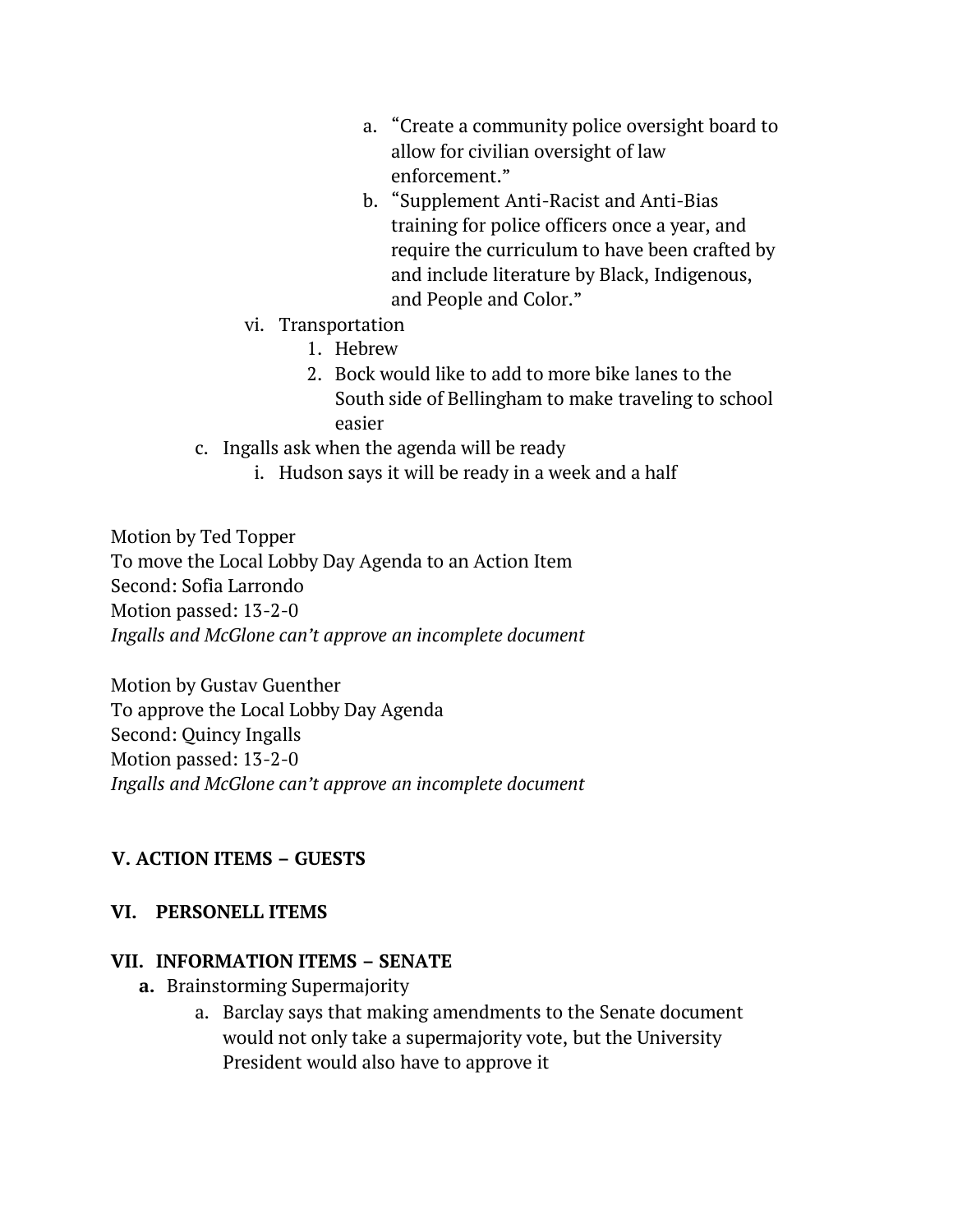a. "Create a community police oversight board to allow for civilian oversight of law enforcement."
b. "Supplement Anti-Racist and Anti-Bias training for police officers once a year, and require the curriculum to have been crafted by and include literature by Black, Indigenous, and People and Color."

vi. Transportation

1. Hebrew
2. Bock would like to add to more bike lanes to the South side of Bellingham to make traveling to school easier

c. Ingalls ask when the agenda will be ready

i. Hudson says it will be ready in a week and a half

Motion by Ted Topper
To move the Local Lobby Day Agenda to an Action Item
Second: Sofia Larrondo
Motion passed: 13-2-0
*Ingalls and McGlone can't approve an incomplete document*

Motion by Gustav Guenther
To approve the Local Lobby Day Agenda
Second: Quincy Ingalls
Motion passed: 13-2-0
*Ingalls and McGlone can't approve an incomplete document*

## V. ACTION ITEMS – GUESTS

## VI. PERSONELL ITEMS

## VII. INFORMATION ITEMS – SENATE

**a.** Brainstorming Supermajority

a. Barclay says that making amendments to the Senate document would not only take a supermajority vote, but the University President would also have to approve it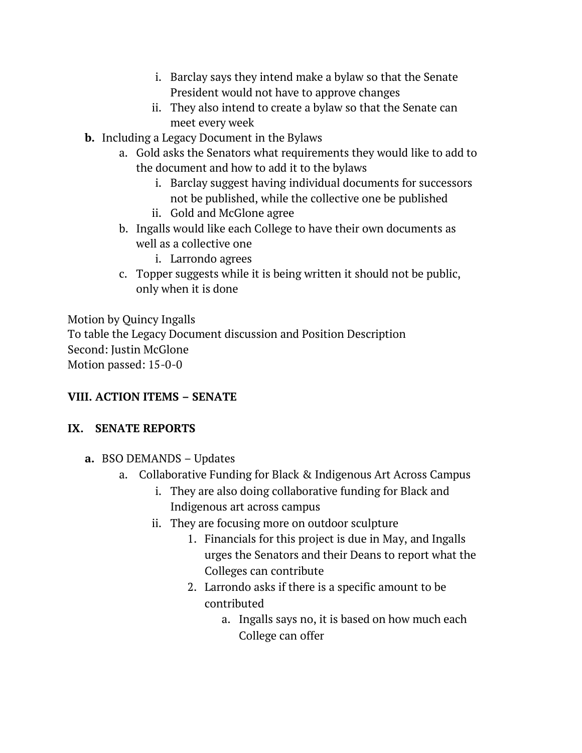i. Barclay says they intend make a bylaw so that the Senate President would not have to approve changes
        ii. They also intend to create a bylaw so that the Senate can meet every week

- **b.** Including a Legacy Document in the Bylaws
    - a. Gold asks the Senators what requirements they would like to add to the document and how to add it to the bylaws
        - i. Barclay suggest having individual documents for successors not be published, while the collective one be published
        - ii. Gold and McGlone agree
    - b. Ingalls would like each College to have their own documents as well as a collective one
        - i. Larrondo agrees
    - c. Topper suggests while it is being written it should not be public, only when it is done

Motion by Quincy Ingalls
To table the Legacy Document discussion and Position Description
Second: Justin McGlone
Motion passed: 15-0-0

**VIII. ACTION ITEMS – SENATE**

**IX. SENATE REPORTS**

- **a.** BSO DEMANDS – Updates
    - a. Collaborative Funding for Black & Indigenous Art Across Campus
        - i. They are also doing collaborative funding for Black and Indigenous art across campus
        - ii. They are focusing more on outdoor sculpture
            1. Financials for this project is due in May, and Ingalls urges the Senators and their Deans to report what the Colleges can contribute
            2. Larrondo asks if there is a specific amount to be contributed
                - a. Ingalls says no, it is based on how much each College can offer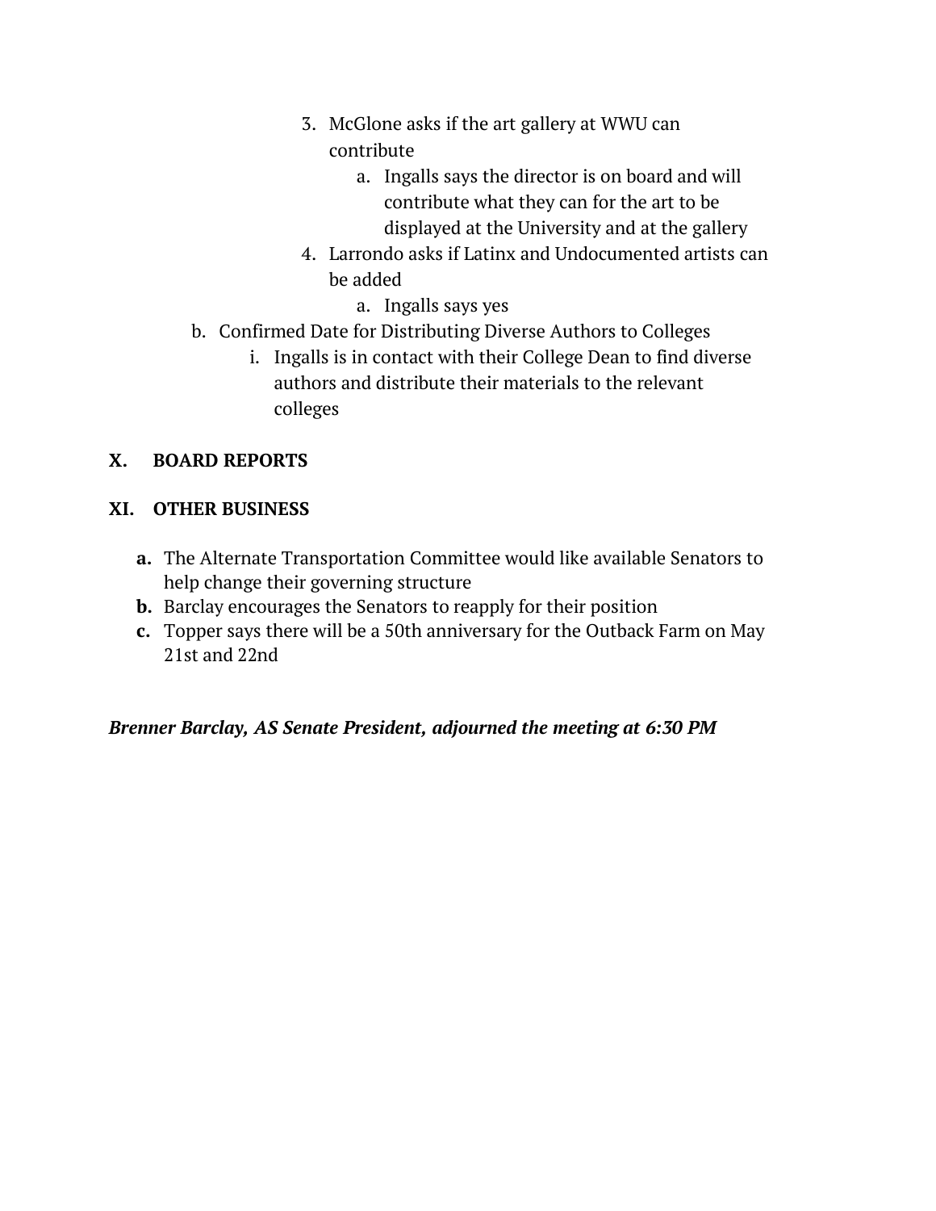3. McGlone asks if the art gallery at WWU can contribute
    a. Ingalls says the director is on board and will contribute what they can for the art to be displayed at the University and at the gallery
4. Larrondo asks if Latinx and Undocumented artists can be added
    a. Ingalls says yes

b. Confirmed Date for Distributing Diverse Authors to Colleges
    i. Ingalls is in contact with their College Dean to find diverse authors and distribute their materials to the relevant colleges

## X. BOARD REPORTS

## XI. OTHER BUSINESS

**a.** The Alternate Transportation Committee would like available Senators to help change their governing structure
**b.** Barclay encourages the Senators to reapply for their position
**c.** Topper says there will be a 50th anniversary for the Outback Farm on May 21st and 22nd

***Brenner Barclay, AS Senate President, adjourned the meeting at 6:30 PM***